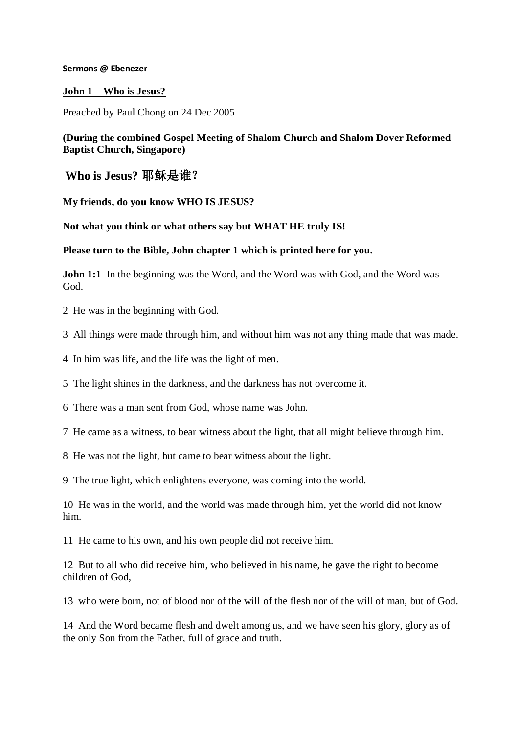**Sermons @ Ebenezer**

**John 1—Who is Jesus?**

Preached by Paul Chong on 24 Dec 2005

**(During the combined Gospel Meeting of Shalom Church and Shalom Dover Reformed Baptist Church, Singapore)**

## Who is Jesus? 耶稣是谁？

**My friends, do you know WHO IS JESUS?**

**Not what you think or what others say but WHAT HE truly IS!**

**Please turn to the Bible, John chapter 1 which is printed here for you.**

**John 1:1** In the beginning was the Word, and the Word was with God, and the Word was God.

2 He was in the beginning with God.

3 All things were made through him, and without him was not any thing made that was made.

4 In him was life, and the life was the light of men.

5 The light shines in the darkness, and the darkness has not overcome it.

6 There was a man sent from God, whose name was John.

7 He came as a witness, to bear witness about the light, that all might believe through him.

8 He was not the light, but came to bear witness about the light.

9 The true light, which enlightens everyone, was coming into the world.

10 He was in the world, and the world was made through him, yet the world did not know him.

11 He came to his own, and his own people did not receive him.

12 But to all who did receive him, who believed in his name, he gave the right to become children of God,

13 who were born, not of blood nor of the will of the flesh nor of the will of man, but of God.

14 And the Word became flesh and dwelt among us, and we have seen his glory, glory as of the only Son from the Father, full of grace and truth.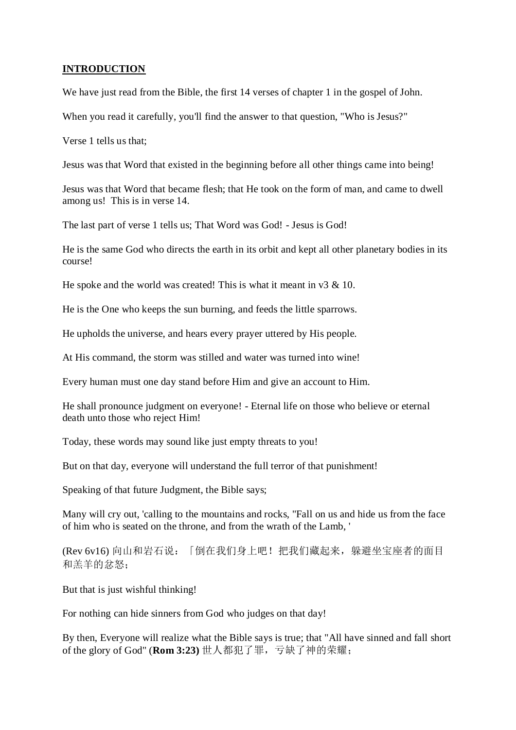**INTRODUCTION**

We have just read from the Bible, the first 14 verses of chapter 1 in the gospel of John.

When you read it carefully, you'll find the answer to that question, "Who is Jesus?"

Verse 1 tells us that;

Jesus was that Word that existed in the beginning before all other things came into being!

Jesus was that Word that became flesh; that He took on the form of man, and came to dwell among us! This is in verse 14.

The last part of verse 1 tells us; That Word was God! - Jesus is God!

He is the same God who directs the earth in its orbit and kept all other planetary bodies in its course!

He spoke and the world was created! This is what it meant in v3 & 10.

He is the One who keeps the sun burning, and feeds the little sparrows.

He upholds the universe, and hears every prayer uttered by His people.

At His command, the storm was stilled and water was turned into wine!

Every human must one day stand before Him and give an account to Him.

He shall pronounce judgment on everyone! - Eternal life on those who believe or eternal death unto those who reject Him!

Today, these words may sound like just empty threats to you!

But on that day, everyone will understand the full terror of that punishment!

Speaking of that future Judgment, the Bible says;

Many will cry out, 'calling to the mountains and rocks, "Fall on us and hide us from the face of him who is seated on the throne, and from the wrath of the Lamb, '

(Rev 6v16) 向山和岩石说：「倒在我们身上吧！把我们藏起来，躲避坐宝座者的面目和羔羊的忿怒；

But that is just wishful thinking!

For nothing can hide sinners from God who judges on that day!

By then, Everyone will realize what the Bible says is true; that "All have sinned and fall short of the glory of God" (**Rom 3:23)** 世人都犯了罪，亏缺了神的荣耀；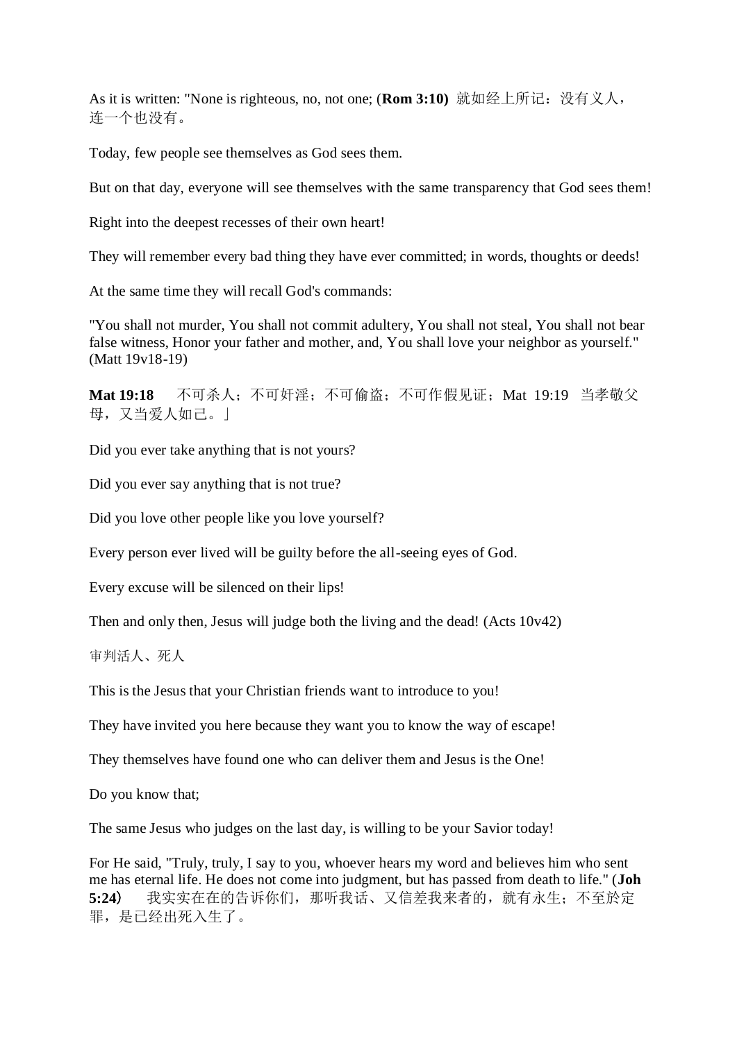As it is written: "None is righteous, no, not one; (**Rom 3:10)** 就如经上所记：没有义人，连一个也没有。

Today, few people see themselves as God sees them.

But on that day, everyone will see themselves with the same transparency that God sees them!

Right into the deepest recesses of their own heart!

They will remember every bad thing they have ever committed; in words, thoughts or deeds!

At the same time they will recall God's commands:

"You shall not murder, You shall not commit adultery, You shall not steal, You shall not bear false witness, Honor your father and mother, and, You shall love your neighbor as yourself." (Matt 19v18-19)

**Mat 19:18** 不可杀人；不可奸淫；不可偷盗；不可作假见证；Mat 19:19 当孝敬父母，又当爱人如己。」

Did you ever take anything that is not yours?

Did you ever say anything that is not true?

Did you love other people like you love yourself?

Every person ever lived will be guilty before the all-seeing eyes of God.

Every excuse will be silenced on their lips!

Then and only then, Jesus will judge both the living and the dead! (Acts 10v42)

审判活人、死人

This is the Jesus that your Christian friends want to introduce to you!

They have invited you here because they want you to know the way of escape!

They themselves have found one who can deliver them and Jesus is the One!

Do you know that;

The same Jesus who judges on the last day, is willing to be your Savior today!

For He said, "Truly, truly, I say to you, whoever hears my word and believes him who sent me has eternal life. He does not come into judgment, but has passed from death to life." (**Joh 5:24**) 我实实在在的告诉你们，那听我话、又信差我来者的，就有永生；不至於定罪，是已经出死入生了。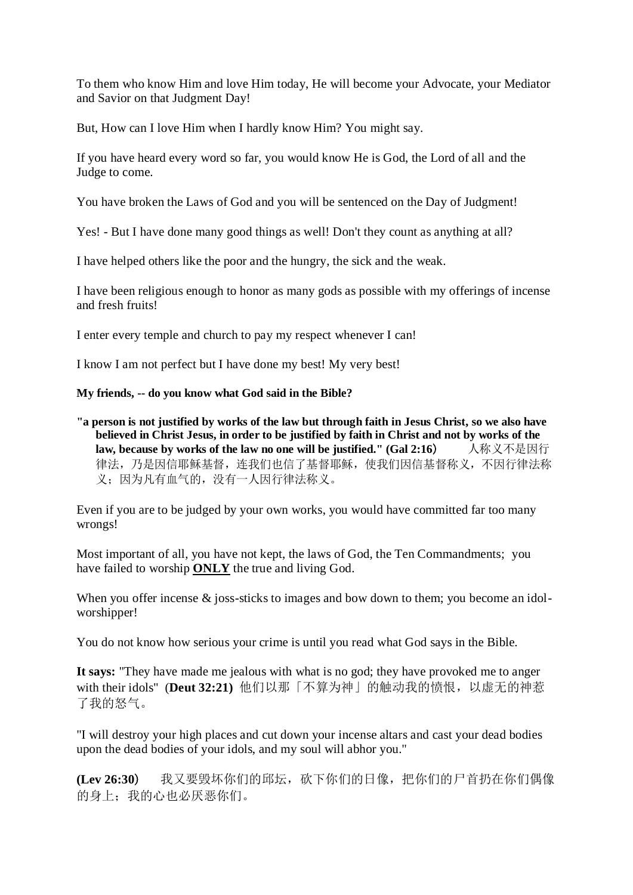To them who know Him and love Him today, He will become your Advocate, your Mediator and Savior on that Judgment Day!

But, How can I love Him when I hardly know Him? You might say.

If you have heard every word so far, you would know He is God, the Lord of all and the Judge to come.

You have broken the Laws of God and you will be sentenced on the Day of Judgment!

Yes! - But I have done many good things as well! Don't they count as anything at all?

I have helped others like the poor and the hungry, the sick and the weak.

I have been religious enough to honor as many gods as possible with my offerings of incense and fresh fruits!

I enter every temple and church to pay my respect whenever I can!

I know I am not perfect but I have done my best! My very best!

**My friends, -- do you know what God said in the Bible?**

> **"a person is not justified by works of the law but through faith in Jesus Christ, so we also have believed in Christ Jesus, in order to be justified by faith in Christ and not by works of the law, because by works of the law no one will be justified." (Gal 2:16)** 人称义不是因行律法，乃是因信耶稣基督，连我们也信了基督耶稣，使我们因信基督称义，不因行律法称义；因为凡有血气的，没有一人因行律法称义。

Even if you are to be judged by your own works, you would have committed far too many wrongs!

Most important of all, you have not kept, the laws of God, the Ten Commandments; you have failed to worship <u>**ONLY**</u> the true and living God.

When you offer incense & joss-sticks to images and bow down to them; you become an idol-worshipper!

You do not know how serious your crime is until you read what God says in the Bible.

**It says:** "They have made me jealous with what is no god; they have provoked me to anger with their idols" (**Deut 32:21)** 他们以那「不算为神」的触动我的愤恨，以虚无的神惹了我的怒气。

"I will destroy your high places and cut down your incense altars and cast your dead bodies upon the dead bodies of your idols, and my soul will abhor you."

**(Lev 26:30)** 我又要毁坏你们的邱坛，砍下你们的日像，把你们的尸首扔在你们偶像的身上；我的心也必厌恶你们。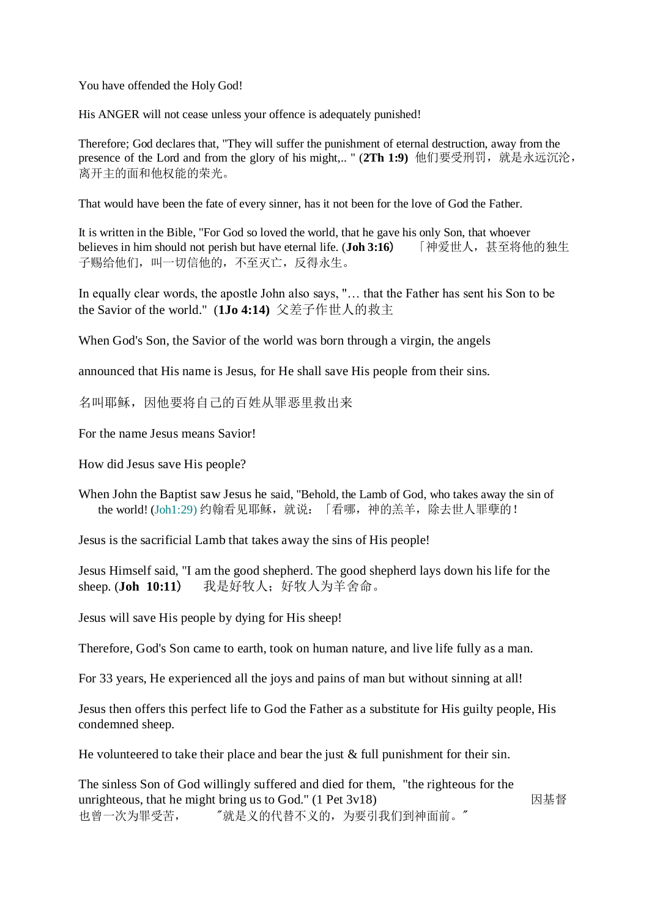You have offended the Holy God!

His ANGER will not cease unless your offence is adequately punished!

Therefore; God declares that, "They will suffer the punishment of eternal destruction, away from the presence of the Lord and from the glory of his might,.. " (**2Th 1:9**) 他们要受刑罚，就是永远沉沦，离开主的面和他权能的荣光。

That would have been the fate of every sinner, has it not been for the love of God the Father.

It is written in the Bible, "For God so loved the world, that he gave his only Son, that whoever believes in him should not perish but have eternal life. (**Joh 3:16**） 「神爱世人，甚至将他的独生子赐给他们，叫一切信他的，不至灭亡，反得永生。

In equally clear words, the apostle John also says, "… that the Father has sent his Son to be the Savior of the world." (**1Jo 4:14**) 父差子作世人的救主

When God's Son, the Savior of the world was born through a virgin, the angels

announced that His name is Jesus, for He shall save His people from their sins.

名叫耶稣，因他要将自己的百姓从罪恶里救出来

For the name Jesus means Savior!

How did Jesus save His people?

When John the Baptist saw Jesus he said, "Behold, the Lamb of God, who takes away the sin of the world! (Joh1:29) 约翰看见耶稣，就说：「看哪，神的羔羊，除去世人罪孽的！

Jesus is the sacrificial Lamb that takes away the sins of His people!

Jesus Himself said, "I am the good shepherd. The good shepherd lays down his life for the sheep. (**Joh 10:11**） 我是好牧人；好牧人为羊舍命。

Jesus will save His people by dying for His sheep!

Therefore, God's Son came to earth, took on human nature, and live life fully as a man.

For 33 years, He experienced all the joys and pains of man but without sinning at all!

Jesus then offers this perfect life to God the Father as a substitute for His guilty people, His condemned sheep.

He volunteered to take their place and bear the just & full punishment for their sin.

The sinless Son of God willingly suffered and died for them, "the righteous for the unrighteous, that he might bring us to God." (1 Pet 3v18) 因基督也曾一次为罪受苦， 〞就是义的代替不义的，为要引我们到神面前。〞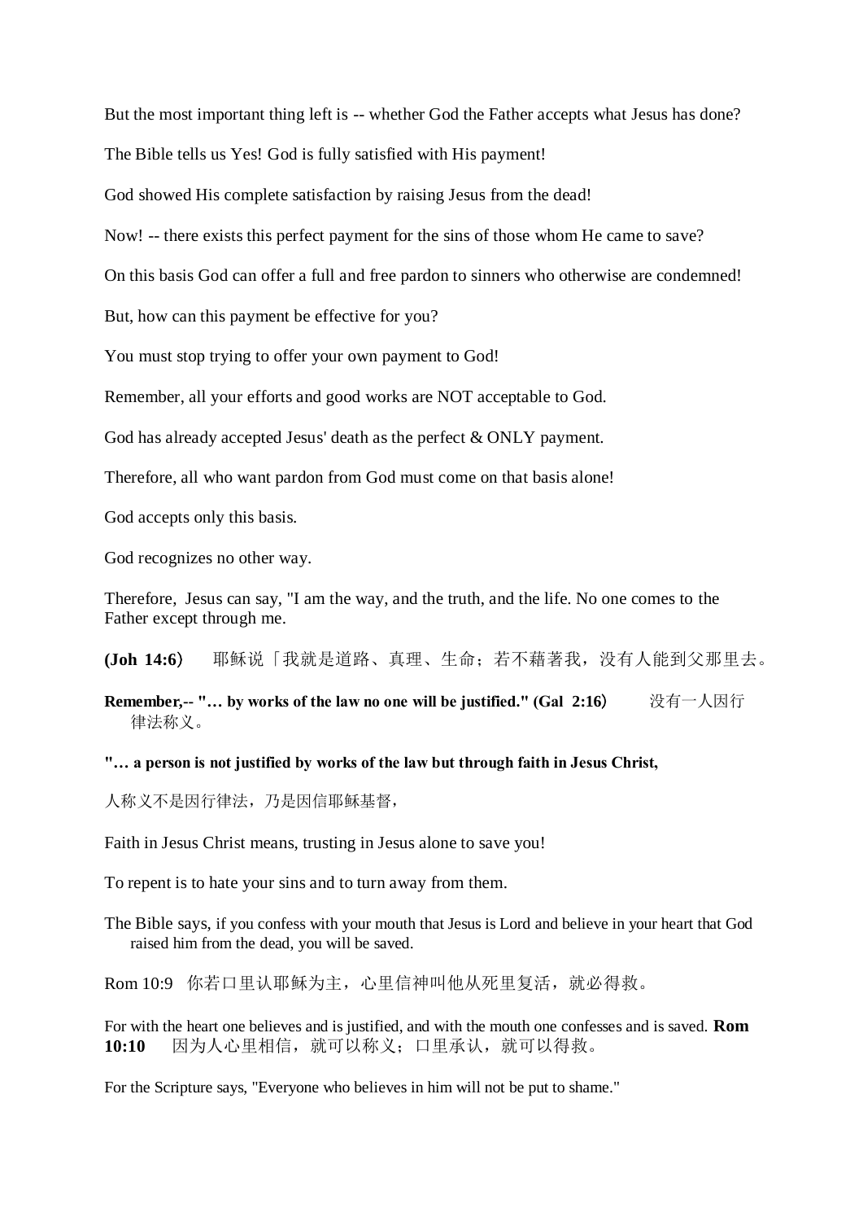But the most important thing left is -- whether God the Father accepts what Jesus has done?

The Bible tells us Yes! God is fully satisfied with His payment!

God showed His complete satisfaction by raising Jesus from the dead!

Now! -- there exists this perfect payment for the sins of those whom He came to save?

On this basis God can offer a full and free pardon to sinners who otherwise are condemned!

But, how can this payment be effective for you?

You must stop trying to offer your own payment to God!

Remember, all your efforts and good works are NOT acceptable to God.

God has already accepted Jesus' death as the perfect & ONLY payment.

Therefore, all who want pardon from God must come on that basis alone!

God accepts only this basis.

God recognizes no other way.

Therefore, Jesus can say, "I am the way, and the truth, and the life. No one comes to the Father except through me.

**(Joh 14:6)** 耶稣说「我就是道路、真理、生命；若不藉著我，没有人能到父那里去。

**Remember,-- "… by works of the law no one will be justified." (Gal 2:16)** 没有一人因行律法称义。

**"… a person is not justified by works of the law but through faith in Jesus Christ,**

人称义不是因行律法，乃是因信耶稣基督，

Faith in Jesus Christ means, trusting in Jesus alone to save you!

To repent is to hate your sins and to turn away from them.

The Bible says, if you confess with your mouth that Jesus is Lord and believe in your heart that God raised him from the dead, you will be saved.

Rom 10:9 你若口里认耶稣为主，心里信神叫他从死里复活，就必得救。

For with the heart one believes and is justified, and with the mouth one confesses and is saved. **Rom 10:10** 因为人心里相信，就可以称义；口里承认，就可以得救。

For the Scripture says, "Everyone who believes in him will not be put to shame."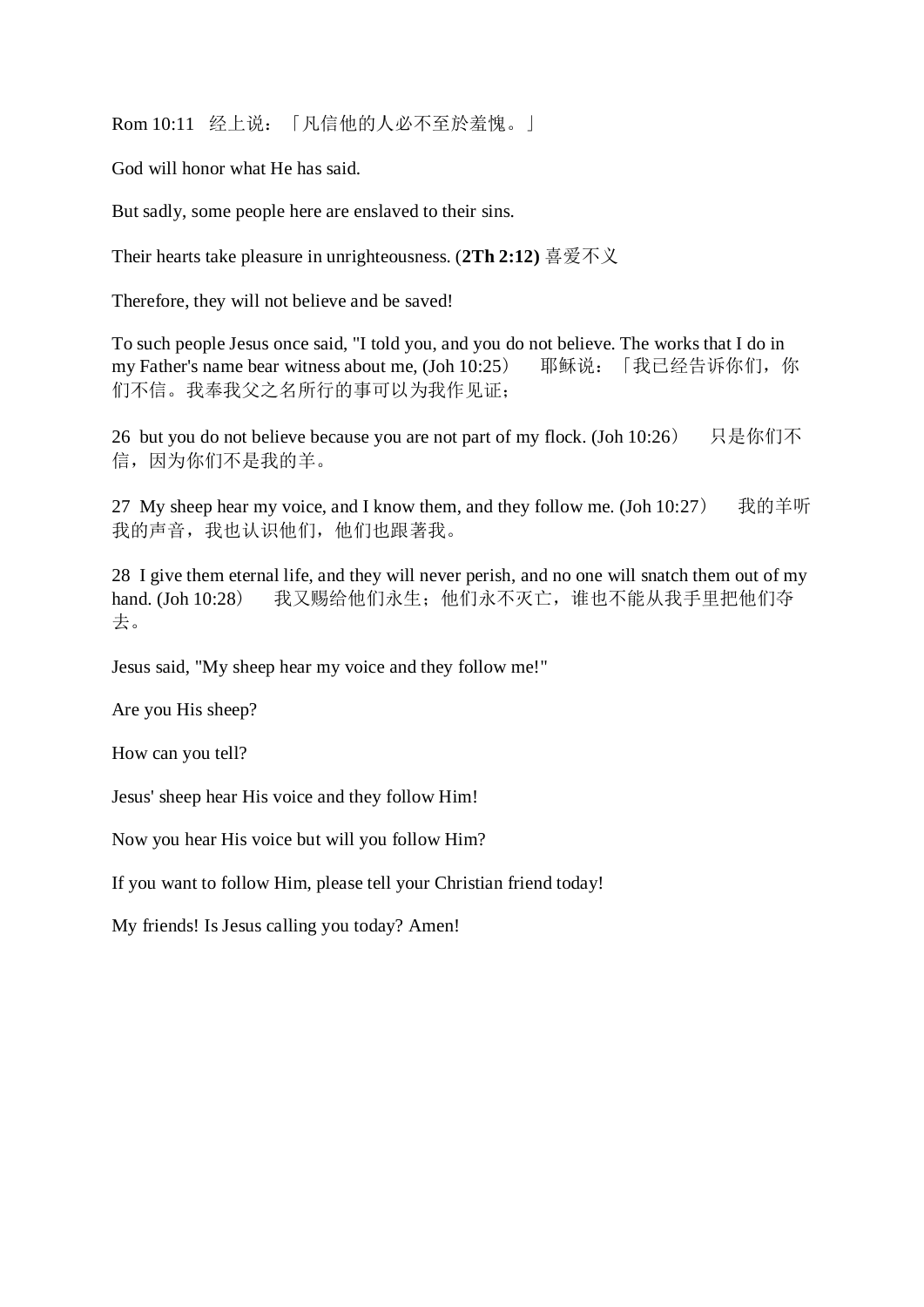Rom 10:11　经上说：「凡信他的人必不至於羞愧。」

God will honor what He has said.

But sadly, some people here are enslaved to their sins.

Their hearts take pleasure in unrighteousness. (**2Th 2:12)** 喜爱不义

Therefore, they will not believe and be saved!

To such people Jesus once said, "I told you, and you do not believe. The works that I do in my Father's name bear witness about me, (Joh 10:25)　耶稣说：「我已经告诉你们，你们不信。我奉我父之名所行的事可以为我作见证；

26 but you do not believe because you are not part of my flock. (Joh 10:26)　只是你们不信，因为你们不是我的羊。

27 My sheep hear my voice, and I know them, and they follow me. (Joh 10:27)　我的羊听我的声音，我也认识他们，他们也跟著我。

28 I give them eternal life, and they will never perish, and no one will snatch them out of my hand. (Joh 10:28)　我又赐给他们永生；他们永不灭亡，谁也不能从我手里把他们夺去。

Jesus said, "My sheep hear my voice and they follow me!"

Are you His sheep?

How can you tell?

Jesus' sheep hear His voice and they follow Him!

Now you hear His voice but will you follow Him?

If you want to follow Him, please tell your Christian friend today!

My friends! Is Jesus calling you today? Amen!